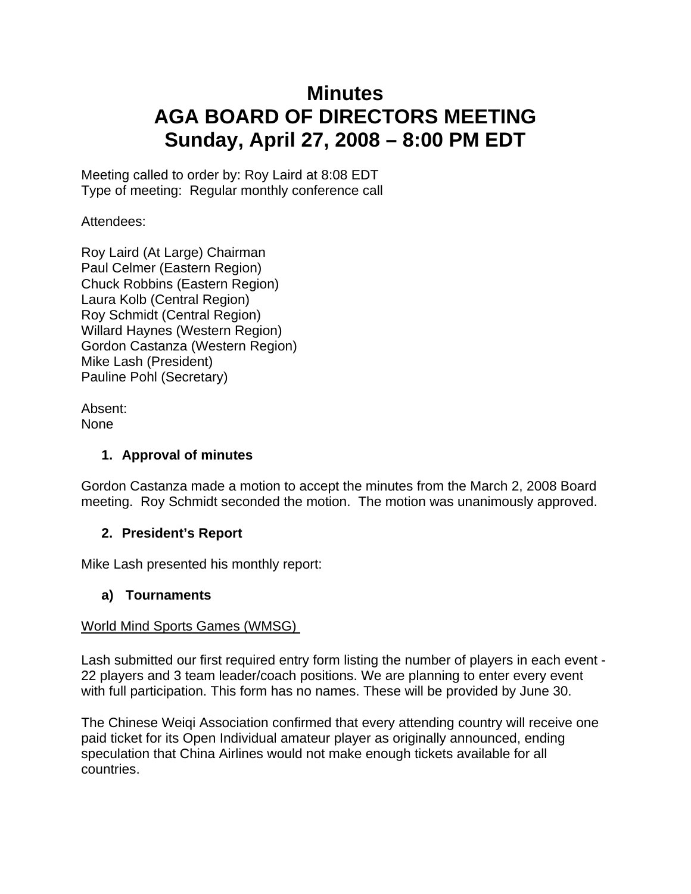# Minutes
# AGA BOARD OF DIRECTORS MEETING
# Sunday, April 27, 2008 – 8:00 PM EDT

Meeting called to order by: Roy Laird at 8:08 EDT
Type of meeting: Regular monthly conference call

Attendees:

Roy Laird (At Large) Chairman
Paul Celmer (Eastern Region)
Chuck Robbins (Eastern Region)
Laura Kolb (Central Region)
Roy Schmidt (Central Region)
Willard Haynes (Western Region)
Gordon Castanza (Western Region)
Mike Lash (President)
Pauline Pohl (Secretary)

Absent:
None

## 1. Approval of minutes

Gordon Castanza made a motion to accept the minutes from the March 2, 2008 Board meeting. Roy Schmidt seconded the motion. The motion was unanimously approved.

## 2. President's Report

Mike Lash presented his monthly report:

### a) Tournaments

World Mind Sports Games (WMSG)

Lash submitted our first required entry form listing the number of players in each event - 22 players and 3 team leader/coach positions. We are planning to enter every event with full participation. This form has no names. These will be provided by June 30.

The Chinese Weiqi Association confirmed that every attending country will receive one paid ticket for its Open Individual amateur player as originally announced, ending speculation that China Airlines would not make enough tickets available for all countries.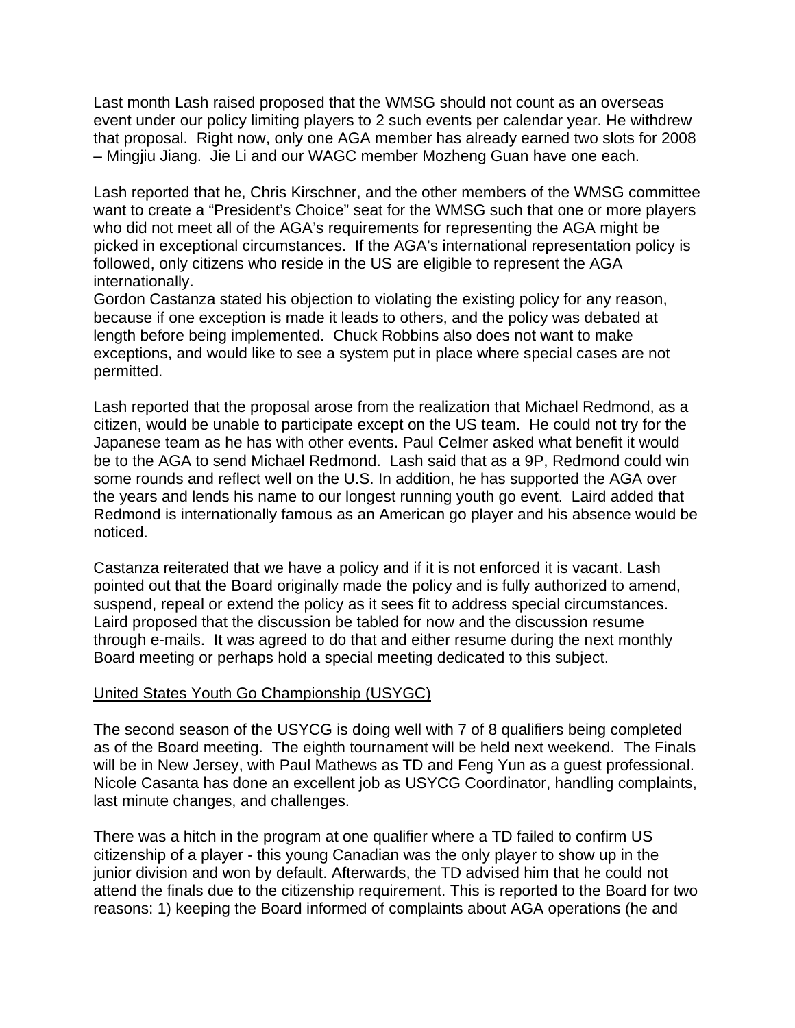Last month Lash raised proposed that the WMSG should not count as an overseas event under our policy limiting players to 2 such events per calendar year. He withdrew that proposal. Right now, only one AGA member has already earned two slots for 2008 – Mingjiu Jiang. Jie Li and our WAGC member Mozheng Guan have one each.

Lash reported that he, Chris Kirschner, and the other members of the WMSG committee want to create a "President's Choice" seat for the WMSG such that one or more players who did not meet all of the AGA's requirements for representing the AGA might be picked in exceptional circumstances. If the AGA's international representation policy is followed, only citizens who reside in the US are eligible to represent the AGA internationally.
Gordon Castanza stated his objection to violating the existing policy for any reason, because if one exception is made it leads to others, and the policy was debated at length before being implemented. Chuck Robbins also does not want to make exceptions, and would like to see a system put in place where special cases are not permitted.

Lash reported that the proposal arose from the realization that Michael Redmond, as a citizen, would be unable to participate except on the US team. He could not try for the Japanese team as he has with other events. Paul Celmer asked what benefit it would be to the AGA to send Michael Redmond. Lash said that as a 9P, Redmond could win some rounds and reflect well on the U.S. In addition, he has supported the AGA over the years and lends his name to our longest running youth go event. Laird added that Redmond is internationally famous as an American go player and his absence would be noticed.

Castanza reiterated that we have a policy and if it is not enforced it is vacant. Lash pointed out that the Board originally made the policy and is fully authorized to amend, suspend, repeal or extend the policy as it sees fit to address special circumstances. Laird proposed that the discussion be tabled for now and the discussion resume through e-mails. It was agreed to do that and either resume during the next monthly Board meeting or perhaps hold a special meeting dedicated to this subject.

<u>United States Youth Go Championship (USYGC)</u>

The second season of the USYCG is doing well with 7 of 8 qualifiers being completed as of the Board meeting. The eighth tournament will be held next weekend. The Finals will be in New Jersey, with Paul Mathews as TD and Feng Yun as a guest professional. Nicole Casanta has done an excellent job as USYCG Coordinator, handling complaints, last minute changes, and challenges.

There was a hitch in the program at one qualifier where a TD failed to confirm US citizenship of a player - this young Canadian was the only player to show up in the junior division and won by default. Afterwards, the TD advised him that he could not attend the finals due to the citizenship requirement. This is reported to the Board for two reasons: 1) keeping the Board informed of complaints about AGA operations (he and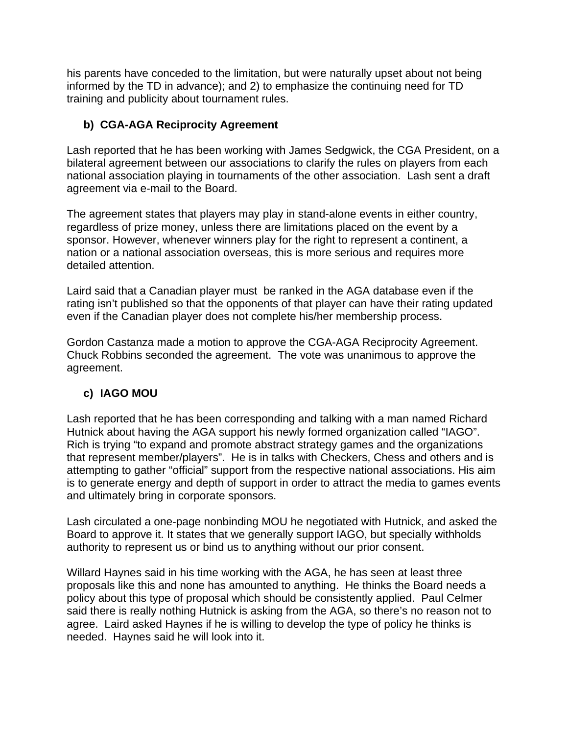his parents have conceded to the limitation, but were naturally upset about not being informed by the TD in advance); and 2) to emphasize the continuing need for TD training and publicity about tournament rules.

### b) CGA-AGA Reciprocity Agreement

Lash reported that he has been working with James Sedgwick, the CGA President, on a bilateral agreement between our associations to clarify the rules on players from each national association playing in tournaments of the other association. Lash sent a draft agreement via e-mail to the Board.

The agreement states that players may play in stand-alone events in either country, regardless of prize money, unless there are limitations placed on the event by a sponsor. However, whenever winners play for the right to represent a continent, a nation or a national association overseas, this is more serious and requires more detailed attention.

Laird said that a Canadian player must be ranked in the AGA database even if the rating isn't published so that the opponents of that player can have their rating updated even if the Canadian player does not complete his/her membership process.

Gordon Castanza made a motion to approve the CGA-AGA Reciprocity Agreement. Chuck Robbins seconded the agreement. The vote was unanimous to approve the agreement.

### c) IAGO MOU

Lash reported that he has been corresponding and talking with a man named Richard Hutnick about having the AGA support his newly formed organization called "IAGO". Rich is trying "to expand and promote abstract strategy games and the organizations that represent member/players". He is in talks with Checkers, Chess and others and is attempting to gather "official" support from the respective national associations. His aim is to generate energy and depth of support in order to attract the media to games events and ultimately bring in corporate sponsors.

Lash circulated a one-page nonbinding MOU he negotiated with Hutnick, and asked the Board to approve it. It states that we generally support IAGO, but specially withholds authority to represent us or bind us to anything without our prior consent.

Willard Haynes said in his time working with the AGA, he has seen at least three proposals like this and none has amounted to anything. He thinks the Board needs a policy about this type of proposal which should be consistently applied. Paul Celmer said there is really nothing Hutnick is asking from the AGA, so there's no reason not to agree. Laird asked Haynes if he is willing to develop the type of policy he thinks is needed. Haynes said he will look into it.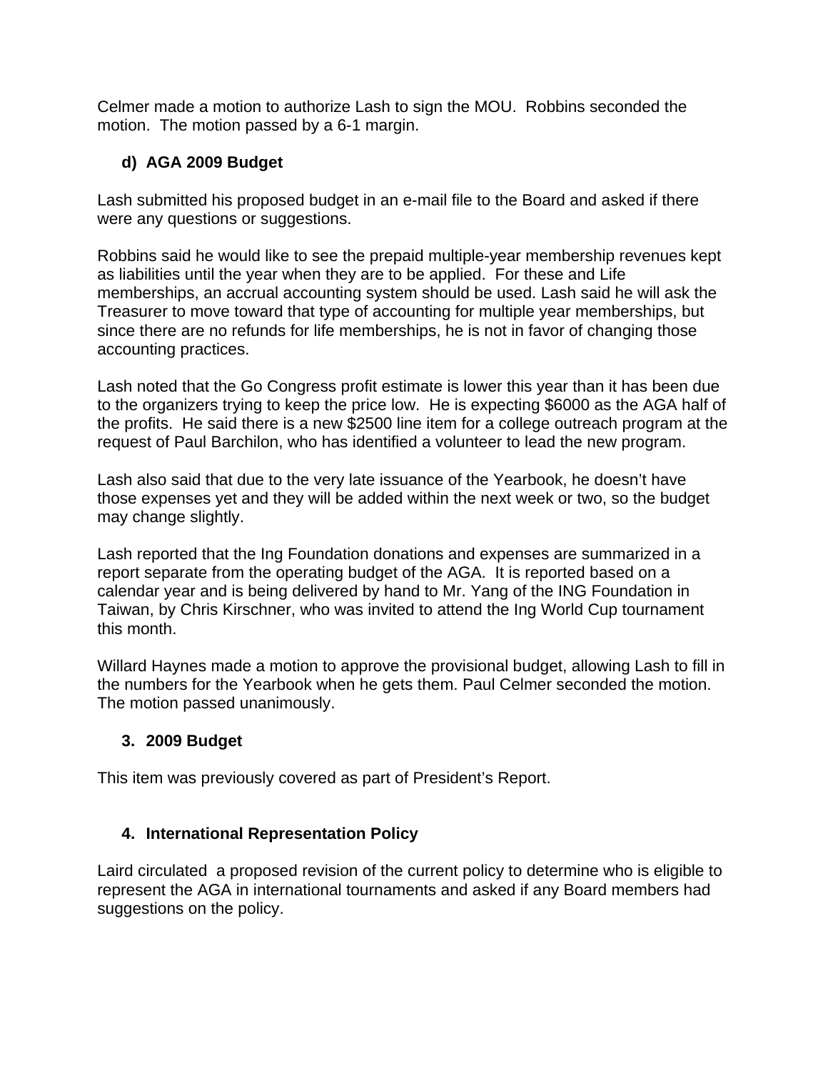Celmer made a motion to authorize Lash to sign the MOU. Robbins seconded the motion. The motion passed by a 6-1 margin.

**d) AGA 2009 Budget**

Lash submitted his proposed budget in an e-mail file to the Board and asked if there were any questions or suggestions.

Robbins said he would like to see the prepaid multiple-year membership revenues kept as liabilities until the year when they are to be applied. For these and Life memberships, an accrual accounting system should be used. Lash said he will ask the Treasurer to move toward that type of accounting for multiple year memberships, but since there are no refunds for life memberships, he is not in favor of changing those accounting practices.

Lash noted that the Go Congress profit estimate is lower this year than it has been due to the organizers trying to keep the price low. He is expecting $6000 as the AGA half of the profits. He said there is a new $2500 line item for a college outreach program at the request of Paul Barchilon, who has identified a volunteer to lead the new program.

Lash also said that due to the very late issuance of the Yearbook, he doesn't have those expenses yet and they will be added within the next week or two, so the budget may change slightly.

Lash reported that the Ing Foundation donations and expenses are summarized in a report separate from the operating budget of the AGA. It is reported based on a calendar year and is being delivered by hand to Mr. Yang of the ING Foundation in Taiwan, by Chris Kirschner, who was invited to attend the Ing World Cup tournament this month.

Willard Haynes made a motion to approve the provisional budget, allowing Lash to fill in the numbers for the Yearbook when he gets them. Paul Celmer seconded the motion. The motion passed unanimously.

**3. 2009 Budget**

This item was previously covered as part of President's Report.

**4. International Representation Policy**

Laird circulated a proposed revision of the current policy to determine who is eligible to represent the AGA in international tournaments and asked if any Board members had suggestions on the policy.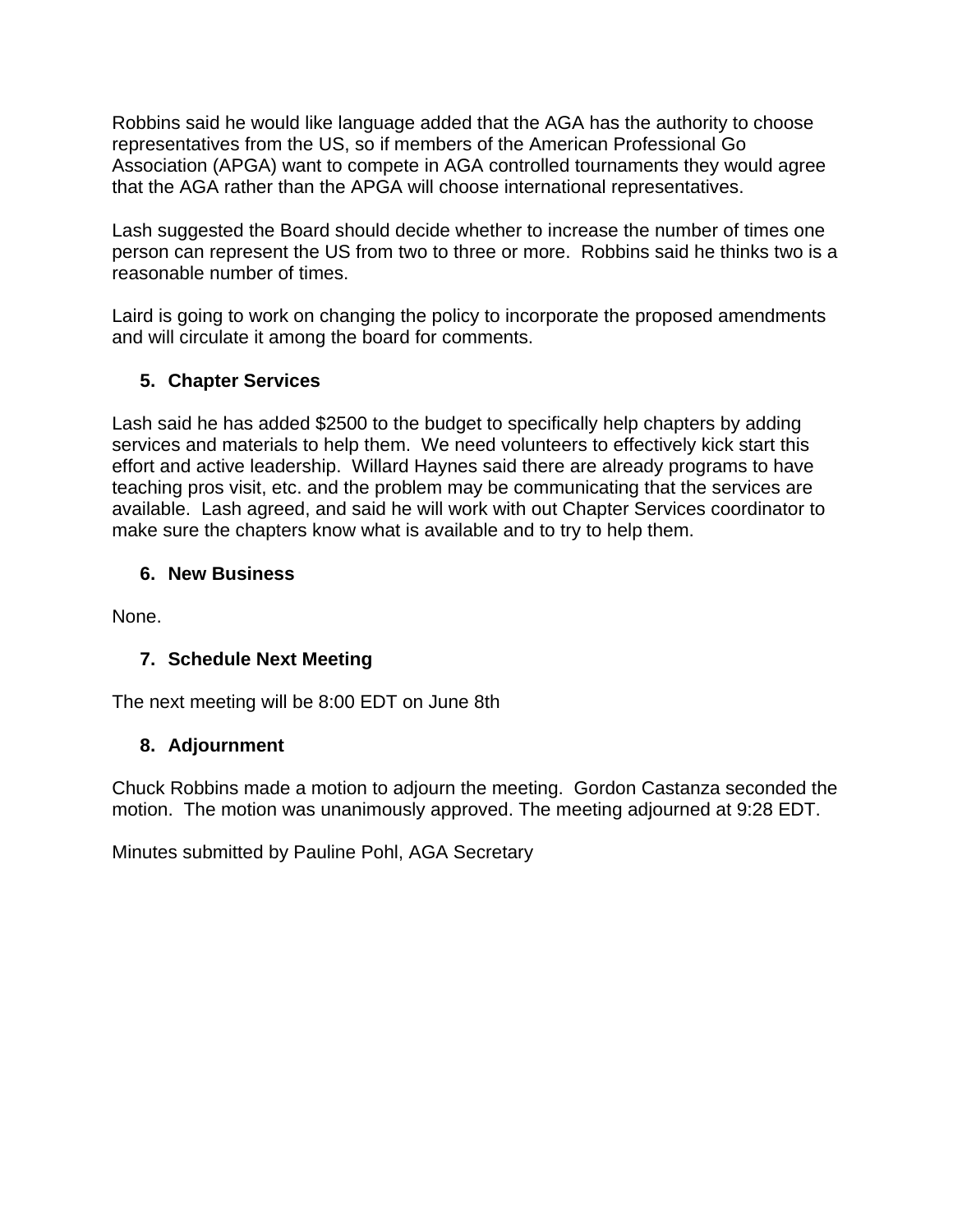Robbins said he would like language added that the AGA has the authority to choose representatives from the US, so if members of the American Professional Go Association (APGA) want to compete in AGA controlled tournaments they would agree that the AGA rather than the APGA will choose international representatives.

Lash suggested the Board should decide whether to increase the number of times one person can represent the US from two to three or more. Robbins said he thinks two is a reasonable number of times.

Laird is going to work on changing the policy to incorporate the proposed amendments and will circulate it among the board for comments.

5. **Chapter Services**

Lash said he has added $2500 to the budget to specifically help chapters by adding services and materials to help them. We need volunteers to effectively kick start this effort and active leadership. Willard Haynes said there are already programs to have teaching pros visit, etc. and the problem may be communicating that the services are available. Lash agreed, and said he will work with out Chapter Services coordinator to make sure the chapters know what is available and to try to help them.

6. **New Business**

None.

7. **Schedule Next Meeting**

The next meeting will be 8:00 EDT on June 8th

8. **Adjournment**

Chuck Robbins made a motion to adjourn the meeting. Gordon Castanza seconded the motion. The motion was unanimously approved. The meeting adjourned at 9:28 EDT.

Minutes submitted by Pauline Pohl, AGA Secretary